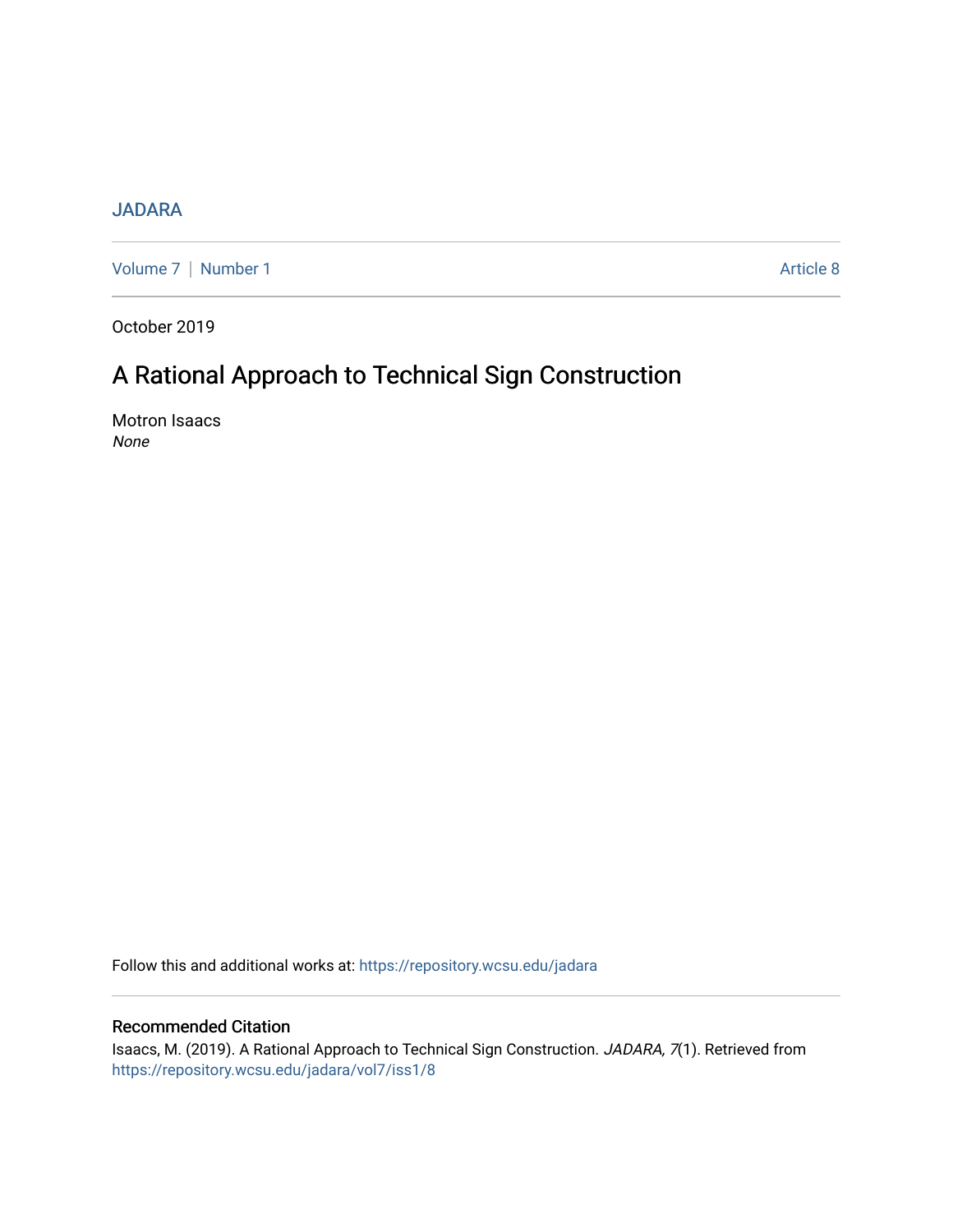JADARA

Volume 7 | Number 1 Article 8

October 2019

# A Rational Approach to Technical Sign Construction

Motron Isaacs
*None*

Follow this and additional works at: https://repository.wcsu.edu/jadara

## Recommended Citation

Isaacs, M. (2019). A Rational Approach to Technical Sign Construction. *JADARA, 7*(1). Retrieved from https://repository.wcsu.edu/jadara/vol7/iss1/8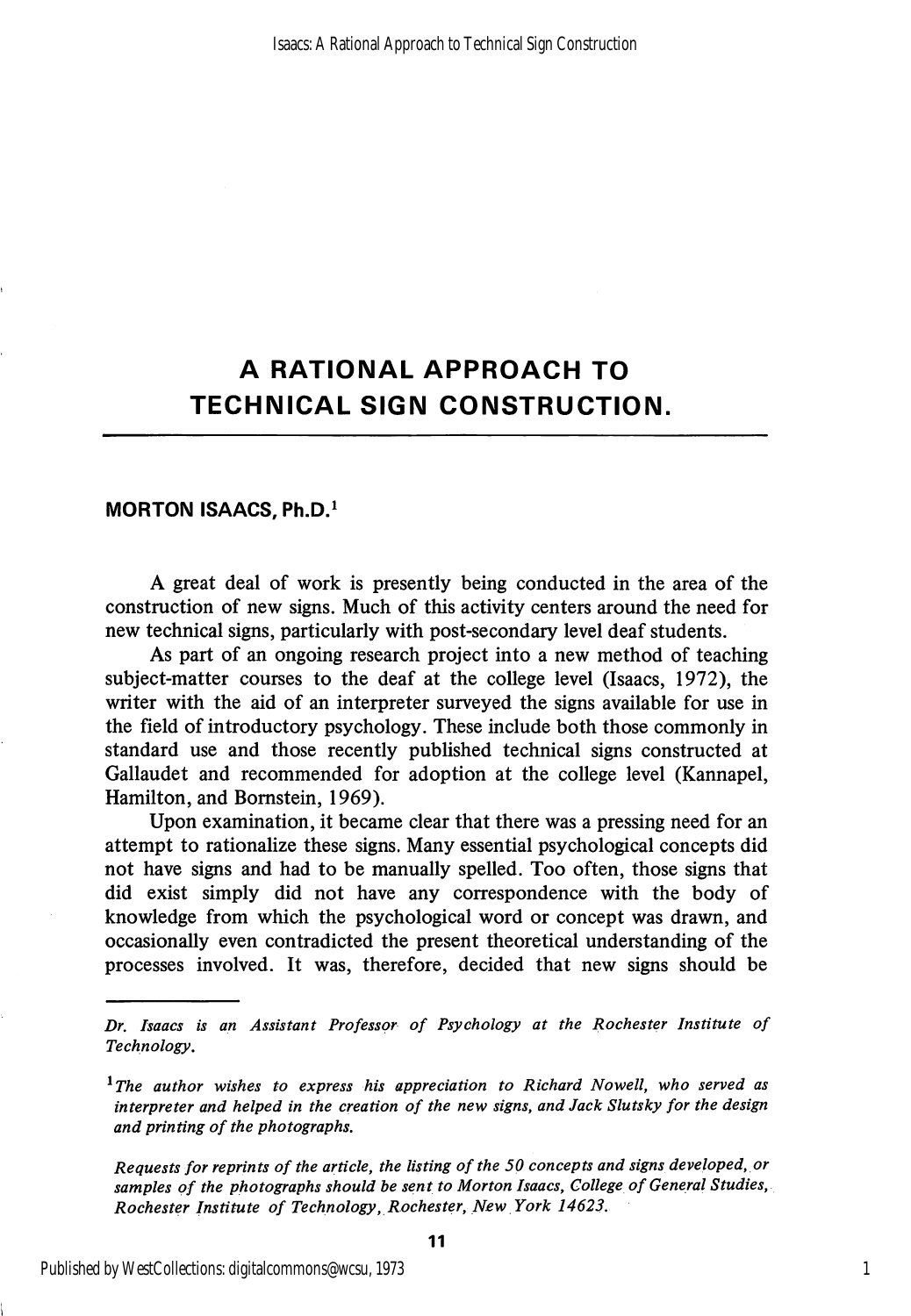# A RATIONAL APPROACH TO TECHNICAL SIGN CONSTRUCTION.

**MORTON ISAACS, Ph.D.[1]**

A great deal of work is presently being conducted in the area of the construction of new signs. Much of this activity centers around the need for new technical signs, particularly with post-secondary level deaf students.

As part of an ongoing research project into a new method of teaching subject-matter courses to the deaf at the college level (Isaacs, 1972), the writer with the aid of an interpreter surveyed the signs available for use in the field of introductory psychology. These include both those commonly in standard use and those recently published technical signs constructed at Gallaudet and recommended for adoption at the college level (Kannapel, Hamilton, and Bornstein, 1969).

Upon examination, it became clear that there was a pressing need for an attempt to rationalize these signs. Many essential psychological concepts did not have signs and had to be manually spelled. Too often, those signs that did exist simply did not have any correspondence with the body of knowledge from which the psychological word or concept was drawn, and occasionally even contradicted the present theoretical understanding of the processes involved. It was, therefore, decided that new signs should be

---

*Dr. Isaacs is an Assistant Professor of Psychology at the Rochester Institute of Technology.*

[1] *The author wishes to express his appreciation to Richard Nowell, who served as interpreter and helped in the creation of the new signs, and Jack Slutsky for the design and printing of the photographs.*

*Requests for reprints of the article, the listing of the 50 concepts and signs developed, or samples of the photographs should be sent to Morton Isaacs, College of General Studies, Rochester Institute of Technology, Rochester, New York 14623.*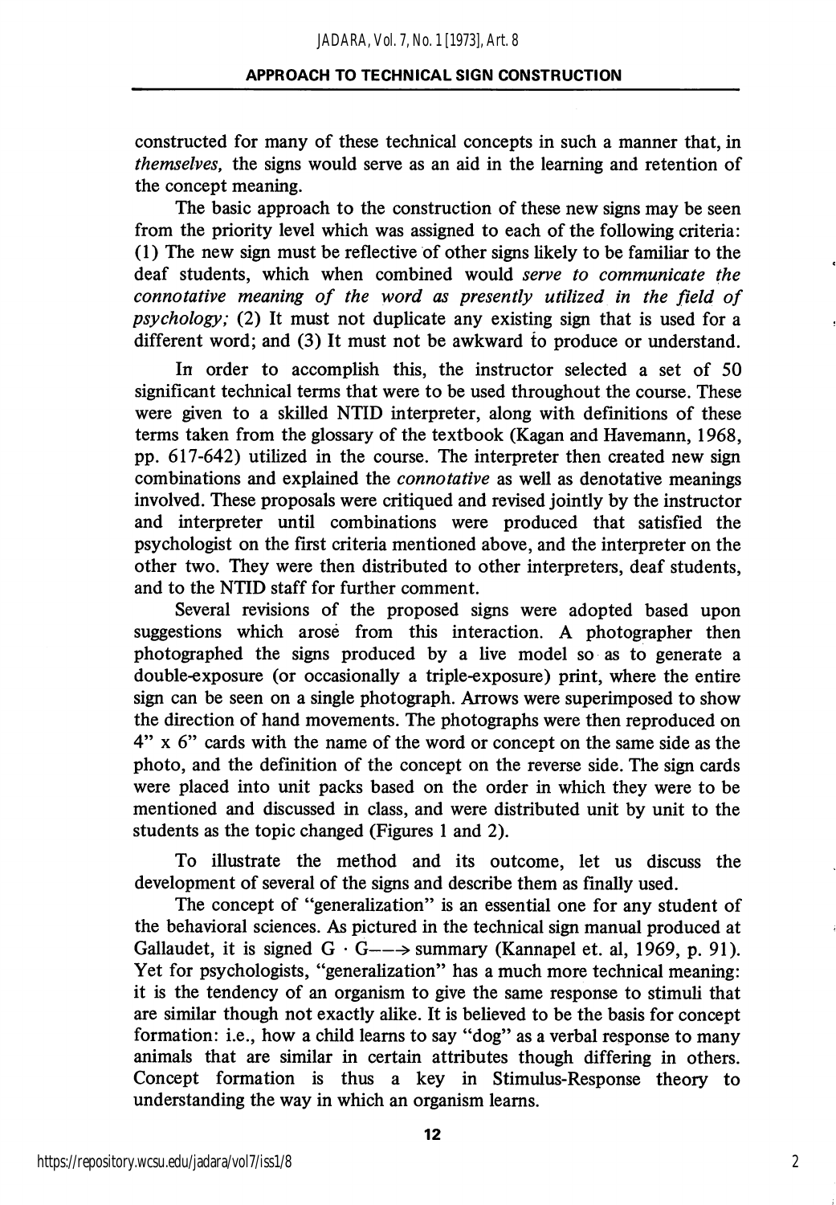constructed for many of these technical concepts in such a manner that, in *themselves,* the signs would serve as an aid in the learning and retention of the concept meaning.

The basic approach to the construction of these new signs may be seen from the priority level which was assigned to each of the following criteria: (1) The new sign must be reflective of other signs likely to be familiar to the deaf students, which when combined would *serve to communicate the connotative meaning of the word as presently utilized in the field of psychology;* (2) It must not duplicate any existing sign that is used for a different word; and (3) It must not be awkward to produce or understand.

In order to accomplish this, the instructor selected a set of 50 significant technical terms that were to be used throughout the course. These were given to a skilled NTID interpreter, along with definitions of these terms taken from the glossary of the textbook (Kagan and Havemann, 1968, pp. 617-642) utilized in the course. The interpreter then created new sign combinations and explained the *connotative* as well as denotative meanings involved. These proposals were critiqued and revised jointly by the instructor and interpreter until combinations were produced that satisfied the psychologist on the first criteria mentioned above, and the interpreter on the other two. They were then distributed to other interpreters, deaf students, and to the NTID staff for further comment.

Several revisions of the proposed signs were adopted based upon suggestions which arose from this interaction. A photographer then photographed the signs produced by a live model so as to generate a double-exposure (or occasionally a triple-exposure) print, where the entire sign can be seen on a single photograph. Arrows were superimposed to show the direction of hand movements. The photographs were then reproduced on 4" x 6" cards with the name of the word or concept on the same side as the photo, and the definition of the concept on the reverse side. The sign cards were placed into unit packs based on the order in which they were to be mentioned and discussed in class, and were distributed unit by unit to the students as the topic changed (Figures 1 and 2).

To illustrate the method and its outcome, let us discuss the development of several of the signs and describe them as finally used.

The concept of "generalization" is an essential one for any student of the behavioral sciences. As pictured in the technical sign manual produced at Gallaudet, it is signed G · G——> summary (Kannapel et. al, 1969, p. 91). Yet for psychologists, "generalization" has a much more technical meaning: it is the tendency of an organism to give the same response to stimuli that are similar though not exactly alike. It is believed to be the basis for concept formation: i.e., how a child learns to say "dog" as a verbal response to many animals that are similar in certain attributes though differing in others. Concept formation is thus a key in Stimulus-Response theory to understanding the way in which an organism learns.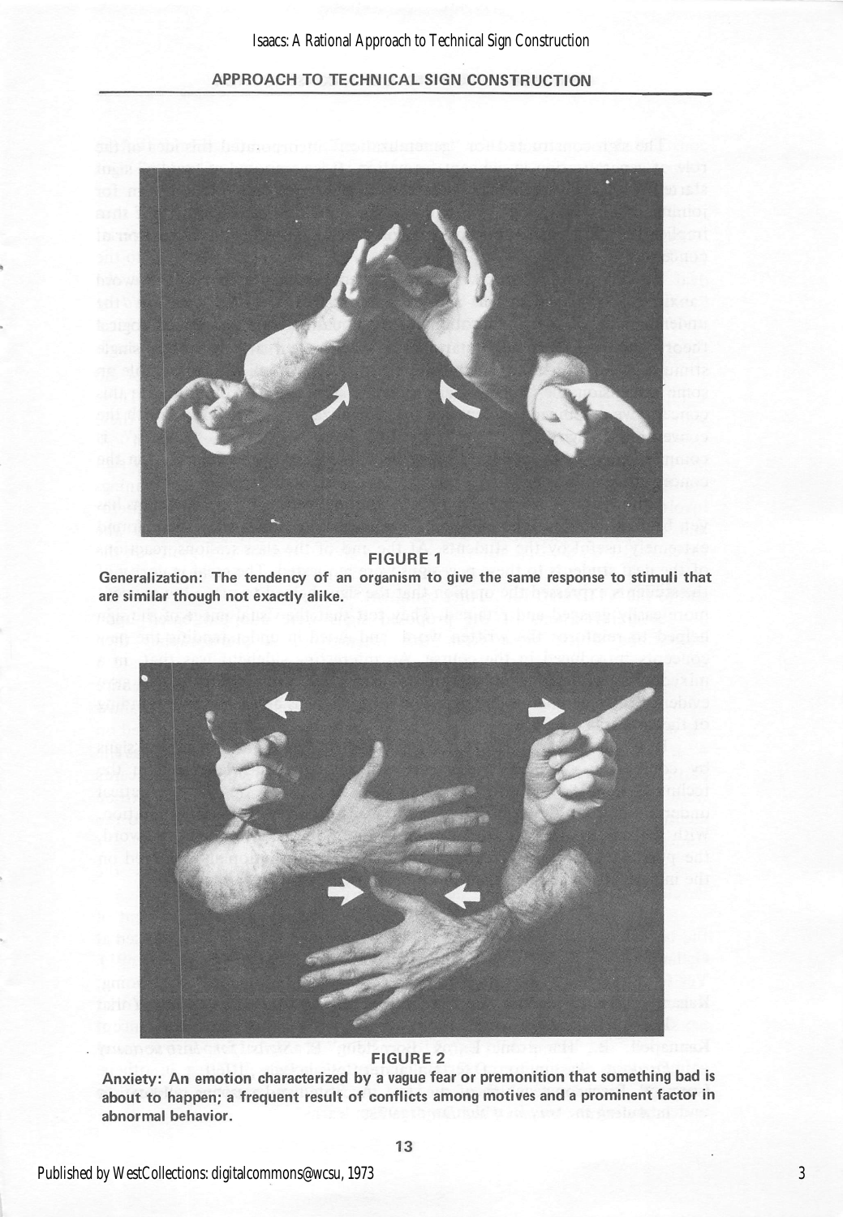FIGURE 1

**Generalization: The tendency of an organism to give the same response to stimuli that are similar though not exactly alike.**

FIGURE 2

**Anxiety: An emotion characterized by a vague fear or premonition that something bad is about to happen; a frequent result of conflicts among motives and a prominent factor in abnormal behavior.**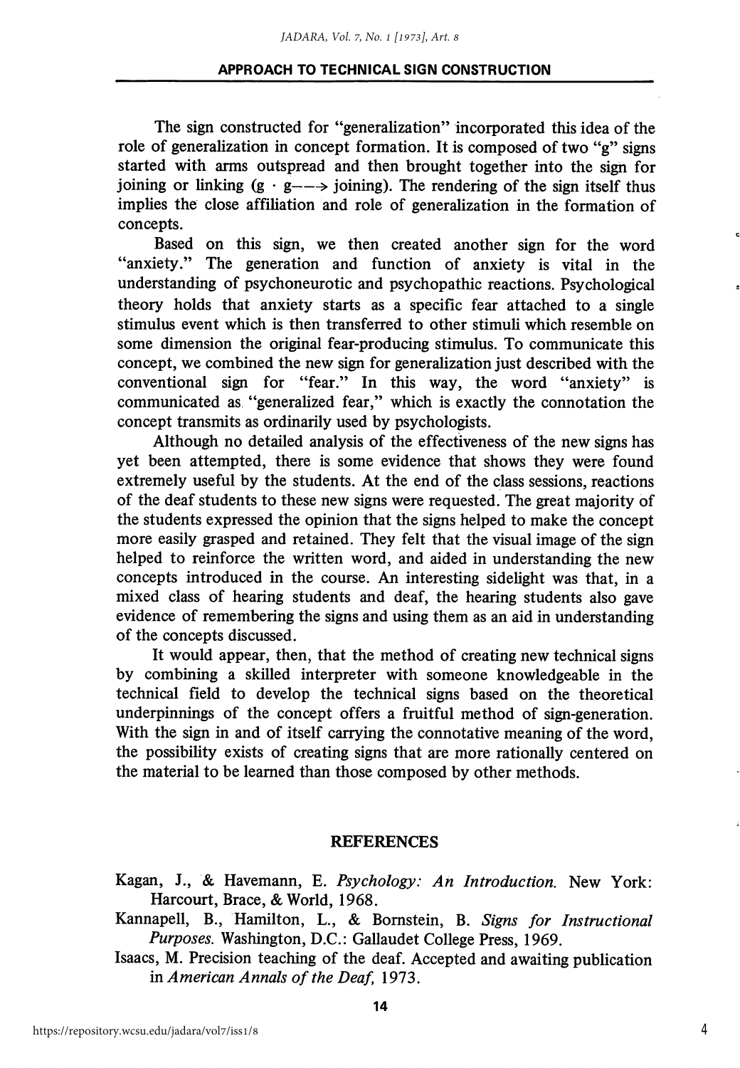The sign constructed for "generalization" incorporated this idea of the role of generalization in concept formation. It is composed of two "g" signs started with arms outspread and then brought together into the sign for joining or linking (g · g——→ joining). The rendering of the sign itself thus implies the close affiliation and role of generalization in the formation of concepts.

Based on this sign, we then created another sign for the word "anxiety." The generation and function of anxiety is vital in the understanding of psychoneurotic and psychopathic reactions. Psychological theory holds that anxiety starts as a specific fear attached to a single stimulus event which is then transferred to other stimuli which resemble on some dimension the original fear-producing stimulus. To communicate this concept, we combined the new sign for generalization just described with the conventional sign for "fear." In this way, the word "anxiety" is communicated as "generalized fear," which is exactly the connotation the concept transmits as ordinarily used by psychologists.

Although no detailed analysis of the effectiveness of the new signs has yet been attempted, there is some evidence that shows they were found extremely useful by the students. At the end of the class sessions, reactions of the deaf students to these new signs were requested. The great majority of the students expressed the opinion that the signs helped to make the concept more easily grasped and retained. They felt that the visual image of the sign helped to reinforce the written word, and aided in understanding the new concepts introduced in the course. An interesting sidelight was that, in a mixed class of hearing students and deaf, the hearing students also gave evidence of remembering the signs and using them as an aid in understanding of the concepts discussed.

It would appear, then, that the method of creating new technical signs by combining a skilled interpreter with someone knowledgeable in the technical field to develop the technical signs based on the theoretical underpinnings of the concept offers a fruitful method of sign-generation. With the sign in and of itself carrying the connotative meaning of the word, the possibility exists of creating signs that are more rationally centered on the material to be learned than those composed by other methods.

## REFERENCES

Kagan, J., & Havemann, E. *Psychology: An Introduction.* New York: Harcourt, Brace, & World, 1968.

Kannapell, B., Hamilton, L., & Bornstein, B. *Signs for Instructional Purposes.* Washington, D.C.: Gallaudet College Press, 1969.

Isaacs, M. Precision teaching of the deaf. Accepted and awaiting publication in *American Annals of the Deaf,* 1973.